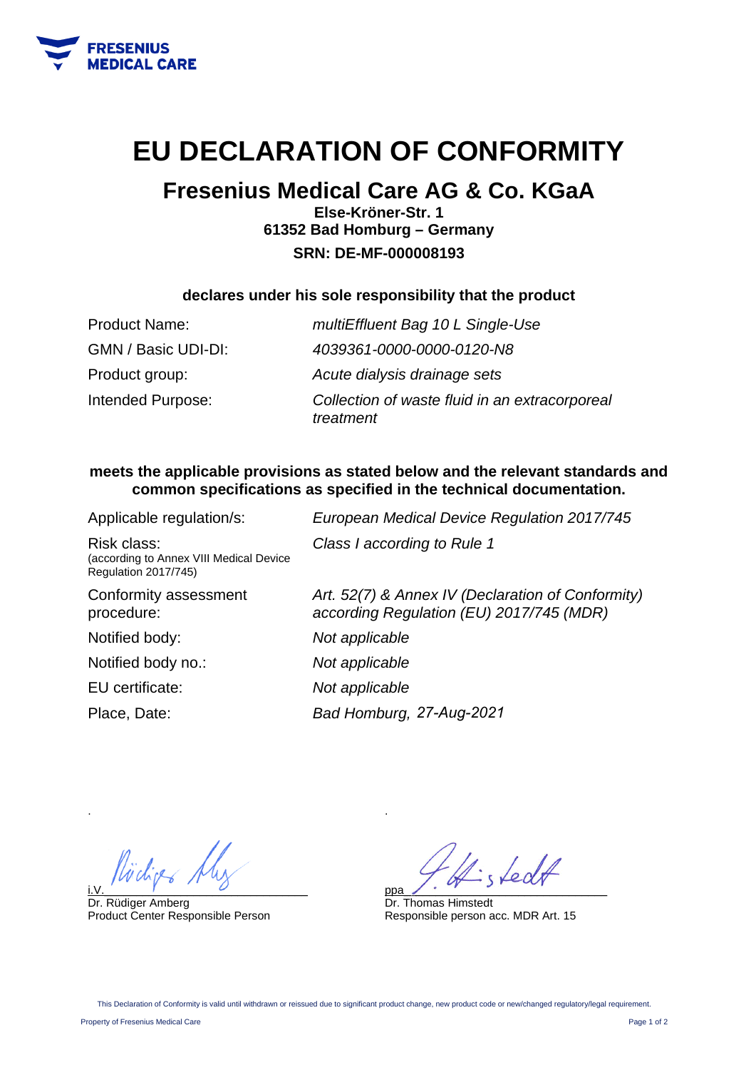FRESENIUS MEDICAL CARE

# EU DECLARATION OF CONFORMITY

## Fresenius Medical Care AG & Co. KGaA

**Else-Kröner-Str. 1**
**61352 Bad Homburg – Germany**
**SRN: DE-MF-000008193**

**declares under his sole responsibility that the product**

| | |
|---|---|
| Product Name: | *multiEffluent Bag 10 L Single-Use* |
| GMN / Basic UDI-DI: | *4039361-0000-0000-0120-N8* |
| Product group: | *Acute dialysis drainage sets* |
| Intended Purpose: | *Collection of waste fluid in an extracorporeal treatment* |

**meets the applicable provisions as stated below and the relevant standards and common specifications as specified in the technical documentation.**

| | |
|---|---|
| Applicable regulation/s: | *European Medical Device Regulation 2017/745* |
| Risk class: (according to Annex VIII Medical Device Regulation 2017/745) | *Class I according to Rule 1* |
| Conformity assessment procedure: | *Art. 52(7) & Annex IV (Declaration of Conformity) according Regulation (EU) 2017/745 (MDR)* |
| Notified body: | *Not applicable* |
| Notified body no.: | *Not applicable* |
| EU certificate: | *Not applicable* |
| Place, Date: | *Bad Homburg, 27-Aug-2021* |

i.V. _______________________
Dr. Rüdiger Amberg
Product Center Responsible Person

ppa _______________________
Dr. Thomas Himstedt
Responsible person acc. MDR Art. 15

This Declaration of Conformity is valid until withdrawn or reissued due to significant product change, new product code or new/changed regulatory/legal requirement.

Property of Fresenius Medical Care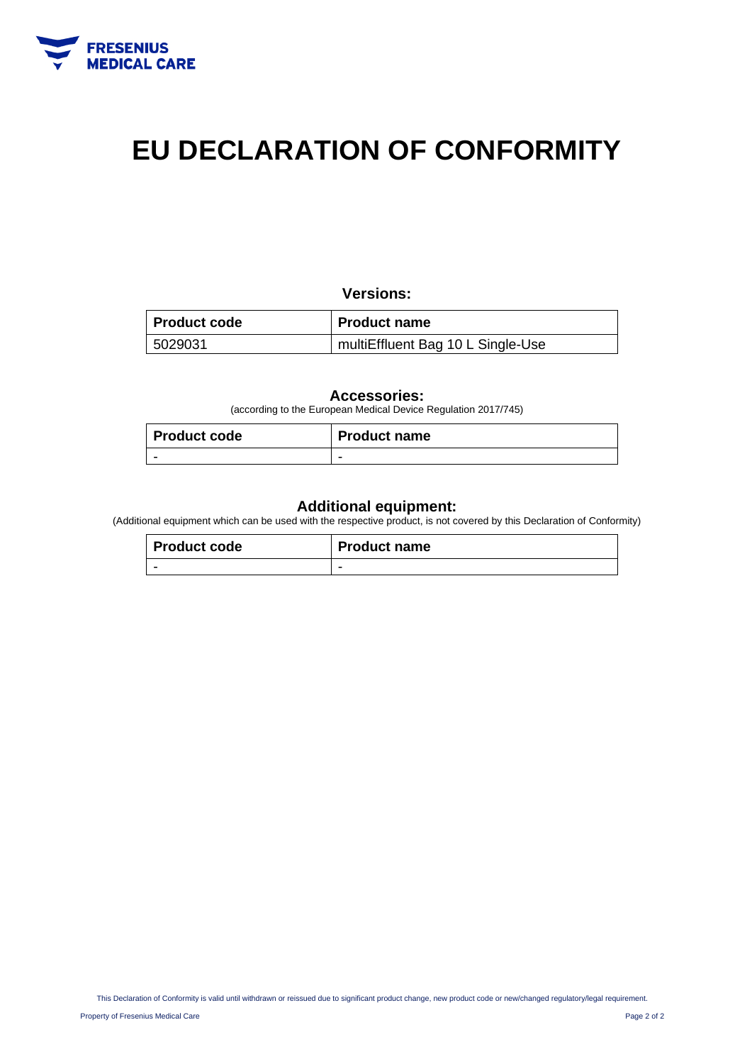# EU DECLARATION OF CONFORMITY

## Versions:

| Product code | Product name |
|---|---|
| 5029031 | multiEffluent Bag 10 L Single-Use |

## Accessories:

(according to the European Medical Device Regulation 2017/745)

| Product code | Product name |
|---|---|
| - | - |

## Additional equipment:

(Additional equipment which can be used with the respective product, is not covered by this Declaration of Conformity)

| Product code | Product name |
|---|---|
| - | - |

This Declaration of Conformity is valid until withdrawn or reissued due to significant product change, new product code or new/changed regulatory/legal requirement.

Property of Fresenius Medical Care